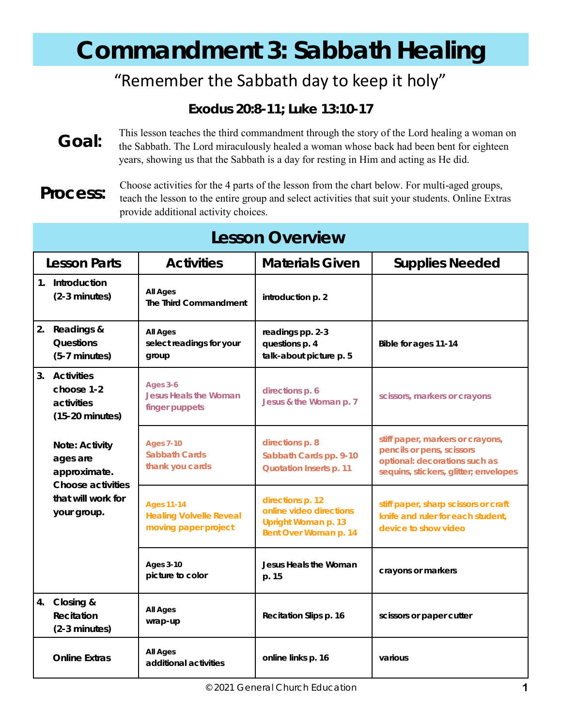# Commandment 3: Sabbath Healing

"Remember the Sabbath day to keep it holy"

**Exodus 20:8-11; Luke 13:10-17**

**Goal:** This lesson teaches the third commandment through the story of the Lord healing a woman on the Sabbath. The Lord miraculously healed a woman whose back had been bent for eighteen years, showing us that the Sabbath is a day for resting in Him and acting as He did.

**Process:** Choose activities for the 4 parts of the lesson from the chart below. For multi-aged groups, teach the lesson to the entire group and select activities that suit your students. Online Extras provide additional activity choices.

## Lesson Overview

| Lesson Parts | Activities | Materials Given | Supplies Needed |
|---|---|---|---|
| 1. Introduction (2-3 minutes) | All Ages<br>The Third Commandment | introduction p. 2 | |
| 2. Readings & Questions (5-7 minutes) | All Ages<br>select readings for your group | readings pp. 2-3<br>questions p. 4<br>talk-about picture p. 5 | Bible for ages 11-14 |
| 3. Activities choose 1-2 activities (15-20 minutes)<br><br>Note: Activity ages are approximate. Choose activities that will work for your group. | Ages 3-6<br>Jesus Heals the Woman finger puppets | directions p. 6<br>Jesus & the Woman p. 7 | scissors, markers or crayons |
| | Ages 7-10<br>Sabbath Cards<br>thank you cards | directions p. 8<br>Sabbath Cards pp. 9-10<br>Quotation Inserts p. 11 | stiff paper, markers or crayons, pencils or pens, scissors<br>optional: decorations such as sequins, stickers, glitter; envelopes |
| | Ages 11-14<br>Healing Volvelle Reveal moving paper project | directions p. 12<br>online video directions<br>Upright Woman p. 13<br>Bent Over Woman p. 14 | stiff paper, sharp scissors or craft knife and ruler for each student, device to show video |
| | Ages 3-10<br>picture to color | Jesus Heals the Woman p. 15 | crayons or markers |
| 4. Closing & Recitation (2-3 minutes) | All Ages<br>wrap-up | Recitation Slips p. 16 | scissors or paper cutter |
| Online Extras | All Ages<br>additional activities | online links p. 16 | various |

© 2021 General Church Education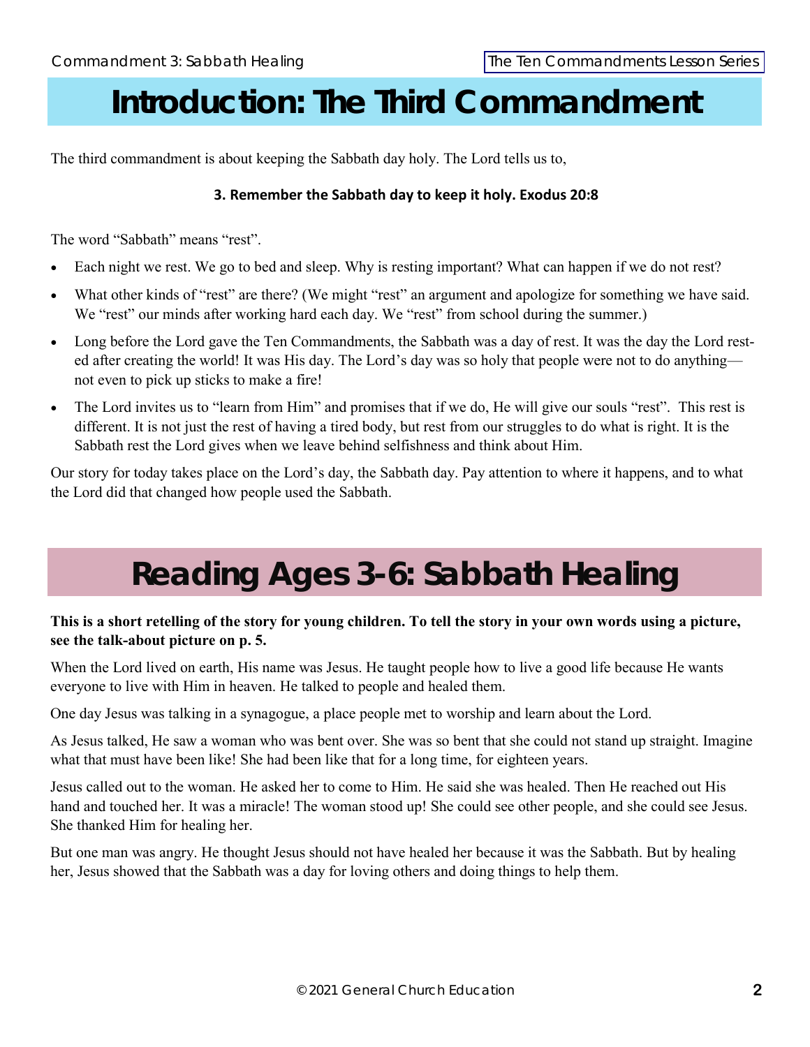# Introduction: The Third Commandment

The third commandment is about keeping the Sabbath day holy. The Lord tells us to,

**3. Remember the Sabbath day to keep it holy. Exodus 20:8**

The word "Sabbath" means "rest".

- Each night we rest. We go to bed and sleep. Why is resting important? What can happen if we do not rest?
- What other kinds of "rest" are there? (We might "rest" an argument and apologize for something we have said. We "rest" our minds after working hard each day. We "rest" from school during the summer.)
- Long before the Lord gave the Ten Commandments, the Sabbath was a day of rest. It was the day the Lord rested after creating the world! It was His day. The Lord's day was so holy that people were not to do anything—not even to pick up sticks to make a fire!
- The Lord invites us to "learn from Him" and promises that if we do, He will give our souls "rest". This rest is different. It is not just the rest of having a tired body, but rest from our struggles to do what is right. It is the Sabbath rest the Lord gives when we leave behind selfishness and think about Him.

Our story for today takes place on the Lord's day, the Sabbath day. Pay attention to where it happens, and to what the Lord did that changed how people used the Sabbath.

# Reading Ages 3-6: Sabbath Healing

**This is a short retelling of the story for young children. To tell the story in your own words using a picture, see the talk-about picture on p. 5.**

When the Lord lived on earth, His name was Jesus. He taught people how to live a good life because He wants everyone to live with Him in heaven. He talked to people and healed them.

One day Jesus was talking in a synagogue, a place people met to worship and learn about the Lord.

As Jesus talked, He saw a woman who was bent over. She was so bent that she could not stand up straight. Imagine what that must have been like! She had been like that for a long time, for eighteen years.

Jesus called out to the woman. He asked her to come to Him. He said she was healed. Then He reached out His hand and touched her. It was a miracle! The woman stood up! She could see other people, and she could see Jesus. She thanked Him for healing her.

But one man was angry. He thought Jesus should not have healed her because it was the Sabbath. But by healing her, Jesus showed that the Sabbath was a day for loving others and doing things to help them.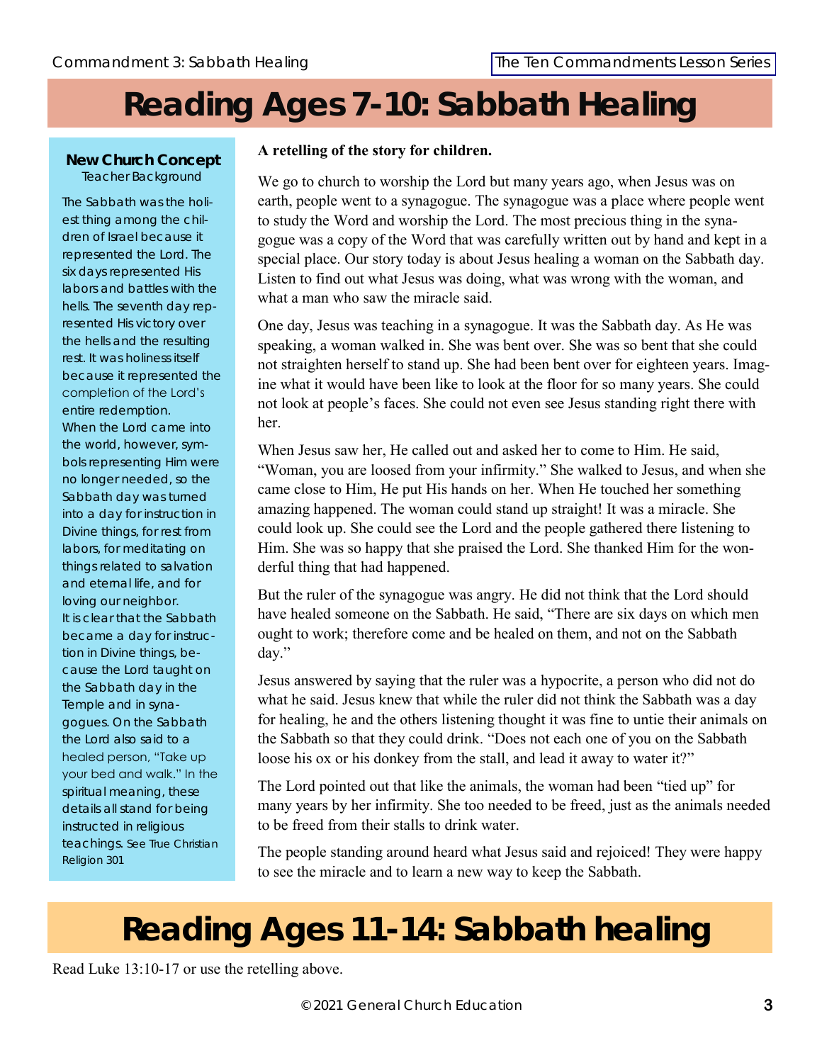# Reading Ages 7-10: Sabbath Healing

**New Church Concept**
Teacher Background

The Sabbath was the holiest thing among the children of Israel because it represented the Lord. The six days represented His labors and battles with the hells. The seventh day represented His victory over the hells and the resulting rest. It was holiness itself because it represented the completion of the Lord's entire redemption.

When the Lord came into the world, however, symbols representing Him were no longer needed, so the Sabbath day was turned into a day for instruction in Divine things, for rest from labors, for meditating on things related to salvation and eternal life, and for loving our neighbor.

It is clear that the Sabbath became a day for instruction in Divine things, because the Lord taught on the Sabbath day in the Temple and in synagogues. On the Sabbath the Lord also said to a healed person, "Take up your bed and walk." In the spiritual meaning, these details all stand for being instructed in religious teachings. See True Christian Religion 301

**A retelling of the story for children.**

We go to church to worship the Lord but many years ago, when Jesus was on earth, people went to a synagogue. The synagogue was a place where people went to study the Word and worship the Lord. The most precious thing in the synagogue was a copy of the Word that was carefully written out by hand and kept in a special place. Our story today is about Jesus healing a woman on the Sabbath day. Listen to find out what Jesus was doing, what was wrong with the woman, and what a man who saw the miracle said.

One day, Jesus was teaching in a synagogue. It was the Sabbath day. As He was speaking, a woman walked in. She was bent over. She was so bent that she could not straighten herself to stand up. She had been bent over for eighteen years. Imagine what it would have been like to look at the floor for so many years. She could not look at people's faces. She could not even see Jesus standing right there with her.

When Jesus saw her, He called out and asked her to come to Him. He said, "Woman, you are loosed from your infirmity." She walked to Jesus, and when she came close to Him, He put His hands on her. When He touched her something amazing happened. The woman could stand up straight! It was a miracle. She could look up. She could see the Lord and the people gathered there listening to Him. She was so happy that she praised the Lord. She thanked Him for the wonderful thing that had happened.

But the ruler of the synagogue was angry. He did not think that the Lord should have healed someone on the Sabbath. He said, "There are six days on which men ought to work; therefore come and be healed on them, and not on the Sabbath day."

Jesus answered by saying that the ruler was a hypocrite, a person who did not do what he said. Jesus knew that while the ruler did not think the Sabbath was a day for healing, he and the others listening thought it was fine to untie their animals on the Sabbath so that they could drink. "Does not each one of you on the Sabbath loose his ox or his donkey from the stall, and lead it away to water it?"

The Lord pointed out that like the animals, the woman had been "tied up" for many years by her infirmity. She too needed to be freed, just as the animals needed to be freed from their stalls to drink water.

The people standing around heard what Jesus said and rejoiced! They were happy to see the miracle and to learn a new way to keep the Sabbath.

# Reading Ages 11-14: Sabbath healing

Read Luke 13:10-17 or use the retelling above.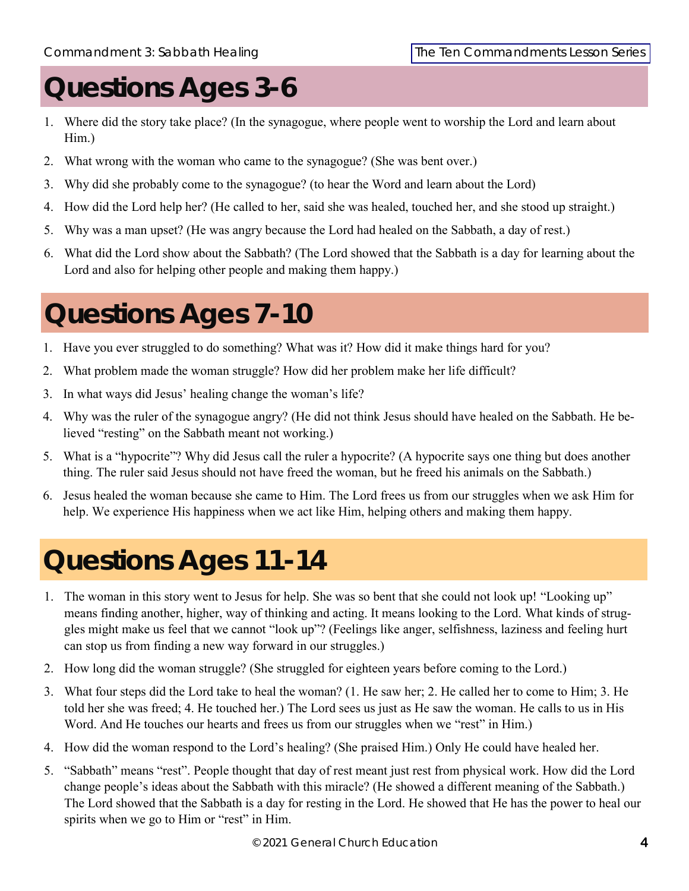# Questions Ages 3-6

1. Where did the story take place? (In the synagogue, where people went to worship the Lord and learn about Him.)
2. What wrong with the woman who came to the synagogue? (She was bent over.)
3. Why did she probably come to the synagogue? (to hear the Word and learn about the Lord)
4. How did the Lord help her? (He called to her, said she was healed, touched her, and she stood up straight.)
5. Why was a man upset? (He was angry because the Lord had healed on the Sabbath, a day of rest.)
6. What did the Lord show about the Sabbath? (The Lord showed that the Sabbath is a day for learning about the Lord and also for helping other people and making them happy.)

# Questions Ages 7-10

1. Have you ever struggled to do something? What was it? How did it make things hard for you?
2. What problem made the woman struggle? How did her problem make her life difficult?
3. In what ways did Jesus' healing change the woman's life?
4. Why was the ruler of the synagogue angry? (He did not think Jesus should have healed on the Sabbath. He believed "resting" on the Sabbath meant not working.)
5. What is a "hypocrite"? Why did Jesus call the ruler a hypocrite? (A hypocrite says one thing but does another thing. The ruler said Jesus should not have freed the woman, but he freed his animals on the Sabbath.)
6. Jesus healed the woman because she came to Him. The Lord frees us from our struggles when we ask Him for help. We experience His happiness when we act like Him, helping others and making them happy.

# Questions Ages 11-14

1. The woman in this story went to Jesus for help. She was so bent that she could not look up! "Looking up" means finding another, higher, way of thinking and acting. It means looking to the Lord. What kinds of struggles might make us feel that we cannot "look up"? (Feelings like anger, selfishness, laziness and feeling hurt can stop us from finding a new way forward in our struggles.)
2. How long did the woman struggle? (She struggled for eighteen years before coming to the Lord.)
3. What four steps did the Lord take to heal the woman? (1. He saw her; 2. He called her to come to Him; 3. He told her she was freed; 4. He touched her.) The Lord sees us just as He saw the woman. He calls to us in His Word. And He touches our hearts and frees us from our struggles when we "rest" in Him.)
4. How did the woman respond to the Lord's healing? (She praised Him.) Only He could have healed her.
5. "Sabbath" means "rest". People thought that day of rest meant just rest from physical work. How did the Lord change people's ideas about the Sabbath with this miracle? (He showed a different meaning of the Sabbath.) The Lord showed that the Sabbath is a day for resting in the Lord. He showed that He has the power to heal our spirits when we go to Him or "rest" in Him.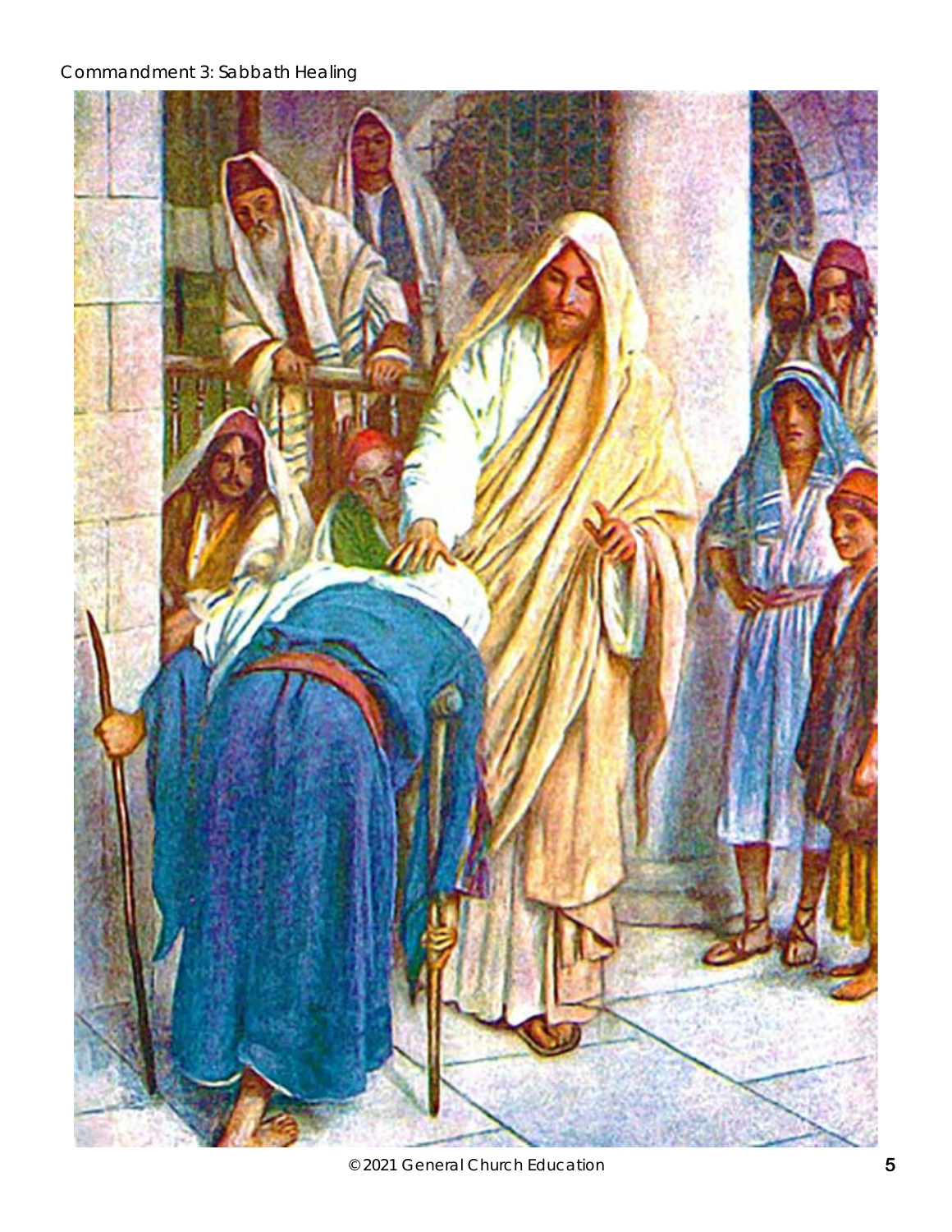Commandment 3: Sabbath Healing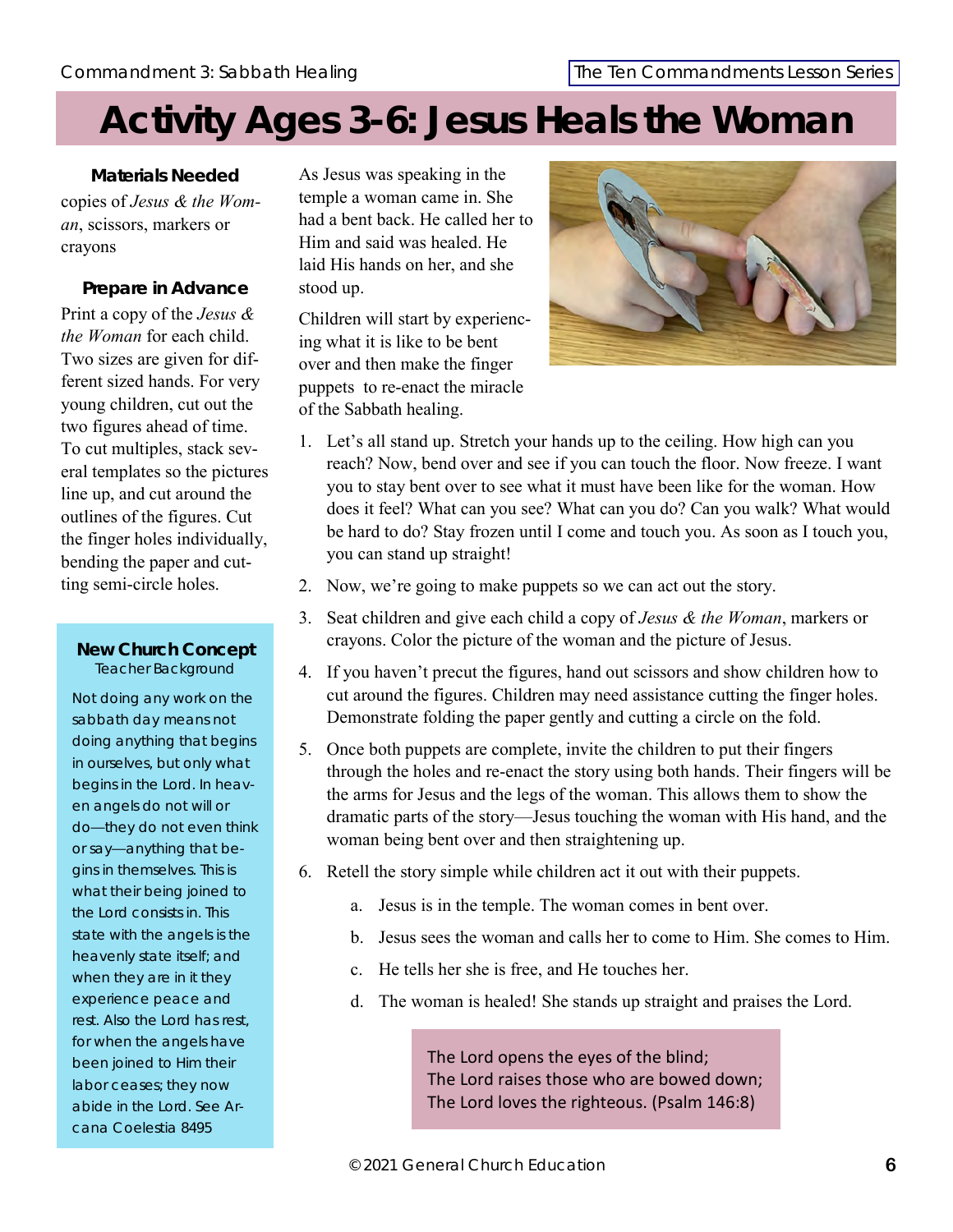# Activity Ages 3-6: Jesus Heals the Woman

### Materials Needed

copies of *Jesus & the Woman*, scissors, markers or crayons

### Prepare in Advance

Print a copy of the *Jesus & the Woman* for each child. Two sizes are given for different sized hands. For very young children, cut out the two figures ahead of time. To cut multiples, stack several templates so the pictures line up, and cut around the outlines of the figures. Cut the finger holes individually, bending the paper and cutting semi-circle holes.

### New Church Concept

Teacher Background

Not doing any work on the sabbath day means not doing anything that begins in ourselves, but only what begins in the Lord. In heaven angels do not will or do—they do not even think or say—anything that begins in themselves. This is what their being joined to the Lord consists in. This state with the angels is the heavenly state itself; and when they are in it they experience peace and rest. Also the Lord has rest, for when the angels have been joined to Him their labor ceases; they now abide in the Lord. See Arcana Coelestia 8495

As Jesus was speaking in the temple a woman came in. She had a bent back. He called her to Him and said was healed. He laid His hands on her, and she stood up.

Children will start by experiencing what it is like to be bent over and then make the finger puppets to re-enact the miracle of the Sabbath healing.

1. Let's all stand up. Stretch your hands up to the ceiling. How high can you reach? Now, bend over and see if you can touch the floor. Now freeze. I want you to stay bent over to see what it must have been like for the woman. How does it feel? What can you see? What can you do? Can you walk? What would be hard to do? Stay frozen until I come and touch you. As soon as I touch you, you can stand up straight!
2. Now, we're going to make puppets so we can act out the story.
3. Seat children and give each child a copy of *Jesus & the Woman*, markers or crayons. Color the picture of the woman and the picture of Jesus.
4. If you haven't precut the figures, hand out scissors and show children how to cut around the figures. Children may need assistance cutting the finger holes. Demonstrate folding the paper gently and cutting a circle on the fold.
5. Once both puppets are complete, invite the children to put their fingers through the holes and re-enact the story using both hands. Their fingers will be the arms for Jesus and the legs of the woman. This allows them to show the dramatic parts of the story—Jesus touching the woman with His hand, and the woman being bent over and then straightening up.
6. Retell the story simple while children act it out with their puppets.
   a. Jesus is in the temple. The woman comes in bent over.
   b. Jesus sees the woman and calls her to come to Him. She comes to Him.
   c. He tells her she is free, and He touches her.
   d. The woman is healed! She stands up straight and praises the Lord.

> The Lord opens the eyes of the blind;
> The Lord raises those who are bowed down;
> The Lord loves the righteous. (Psalm 146:8)

© 2021 General Church Education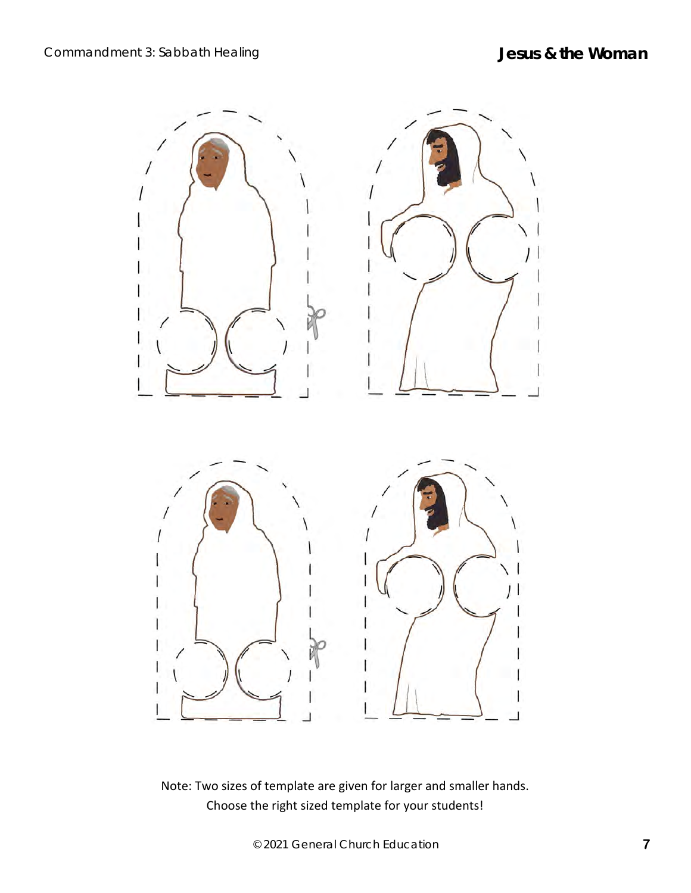Note: Two sizes of template are given for larger and smaller hands.
Choose the right sized template for your students!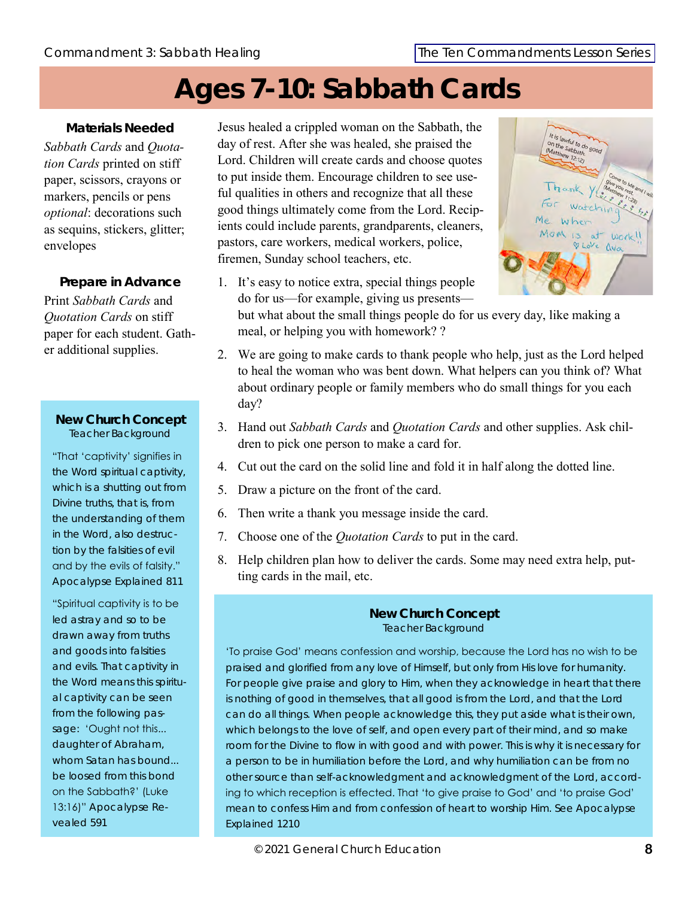# Ages 7-10: Sabbath Cards

### Materials Needed

*Sabbath Cards* and *Quotation Cards* printed on stiff paper, scissors, crayons or markers, pencils or pens

*optional*: decorations such as sequins, stickers, glitter; envelopes

### Prepare in Advance

Print *Sabbath Cards* and *Quotation Cards* on stiff paper for each student. Gather additional supplies.

Jesus healed a crippled woman on the Sabbath, the day of rest. After she was healed, she praised the Lord. Children will create cards and choose quotes to put inside them. Encourage children to see useful qualities in others and recognize that all these good things ultimately come from the Lord. Recipients could include parents, grandparents, cleaners, pastors, care workers, medical workers, police, firemen, Sunday school teachers, etc.

1. It's easy to notice extra, special things people do for us—for example, giving us presents—but what about the small things people do for us every day, like making a meal, or helping you with homework? ?
2. We are going to make cards to thank people who help, just as the Lord helped to heal the woman who was bent down. What helpers can you think of? What about ordinary people or family members who do small things for you each day?
3. Hand out *Sabbath Cards* and *Quotation Cards* and other supplies. Ask children to pick one person to make a card for.
4. Cut out the card on the solid line and fold it in half along the dotted line.
5. Draw a picture on the front of the card.
6. Then write a thank you message inside the card.
7. Choose one of the *Quotation Cards* to put in the card.
8. Help children plan how to deliver the cards. Some may need extra help, putting cards in the mail, etc.

### New Church Concept
Teacher Background

"That 'captivity' signifies in the Word spiritual captivity, which is a shutting out from Divine truths, that is, from the understanding of them in the Word, also destruction by the falsities of evil and by the evils of falsity." Apocalypse Explained 811

"Spiritual captivity is to be led astray and so to be drawn away from truths and goods into falsities and evils. That captivity in the Word means this spiritual captivity can be seen from the following passage: 'Ought not this... daughter of Abraham, whom Satan has bound... be loosed from this bond on the Sabbath?' (Luke 13:16)" Apocalypse Revealed 591

### New Church Concept
Teacher Background

'To praise God' means confession and worship, because the Lord has no wish to be praised and glorified from any love of Himself, but only from His love for humanity. For people give praise and glory to Him, when they acknowledge in heart that there is nothing of good in themselves, that all good is from the Lord, and that the Lord can do all things. When people acknowledge this, they put aside what is their own, which belongs to the love of self, and open every part of their mind, and so make room for the Divine to flow in with good and with power. This is why it is necessary for a person to be in humiliation before the Lord, and why humiliation can be from no other source than self-acknowledgment and acknowledgment of the Lord, according to which reception is effected. That 'to give praise to God' and 'to praise God' mean to confess Him and from confession of heart to worship Him. See Apocalypse Explained 1210

© 2021 General Church Education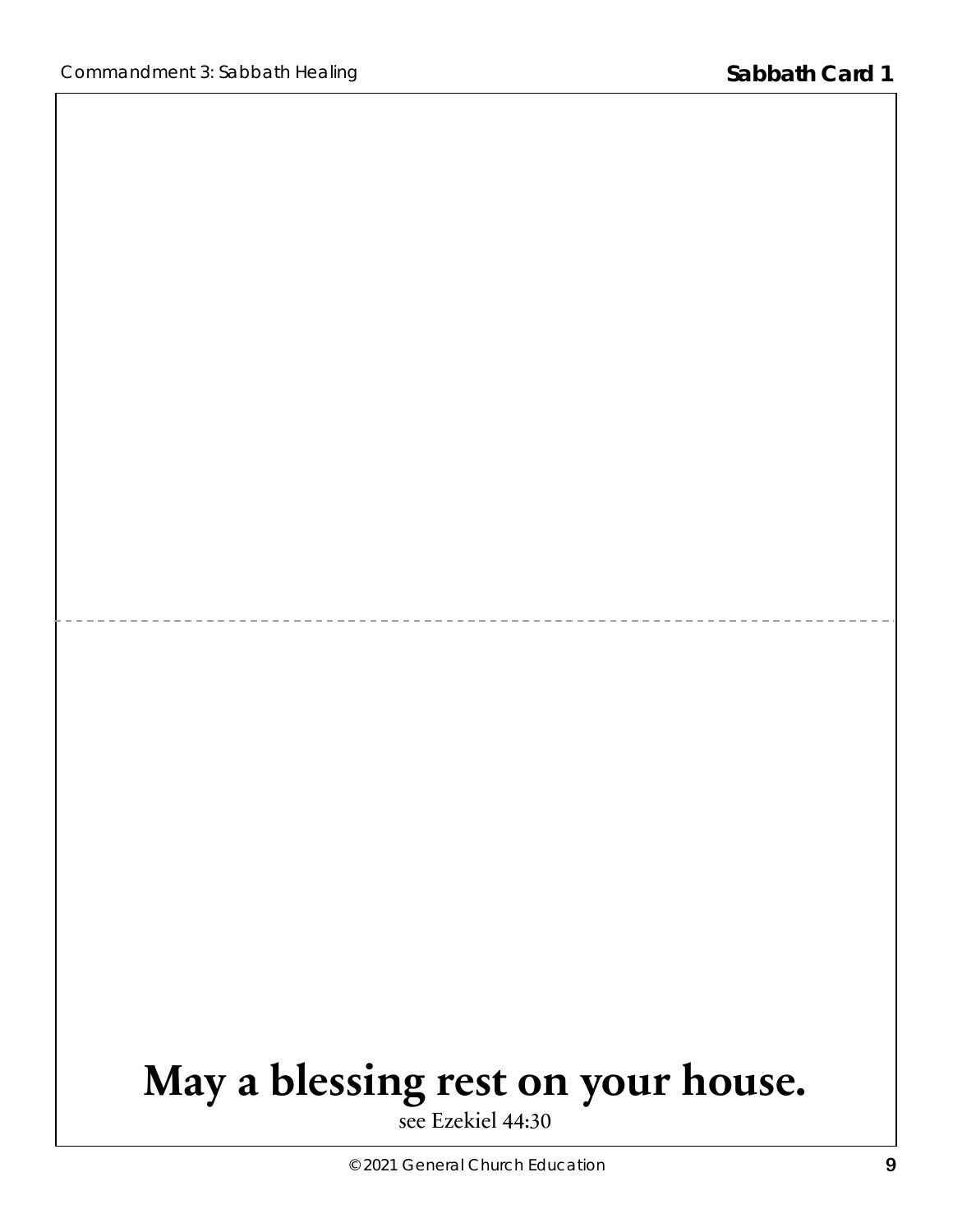# May a blessing rest on your house.

see Ezekiel 44:30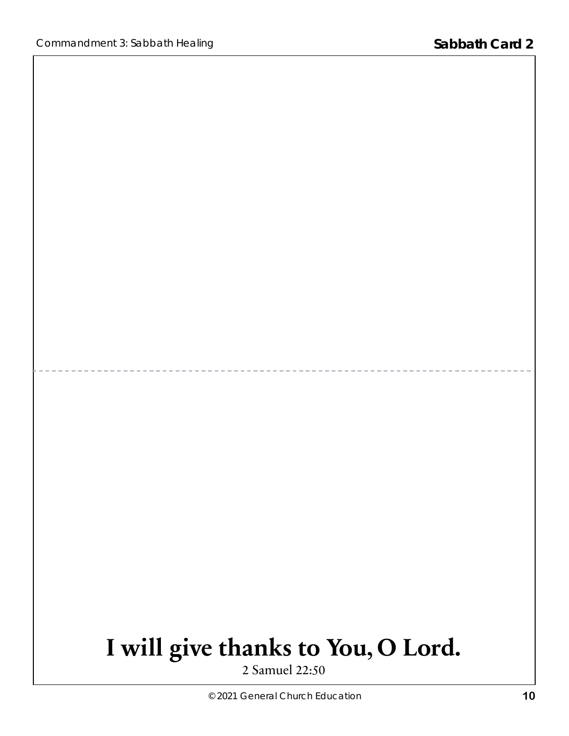**Sabbath Card 2**

# I will give thanks to You, O Lord.

2 Samuel 22:50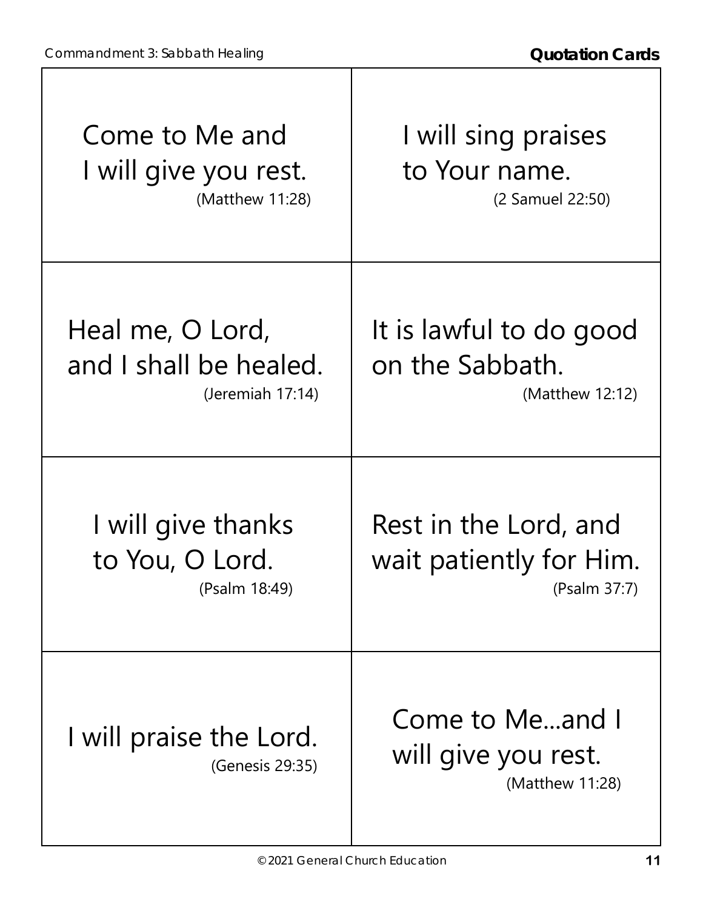| | |
|---|---|
| Come to Me and I will give you rest. (Matthew 11:28) | I will sing praises to Your name. (2 Samuel 22:50) |
| Heal me, O Lord, and I shall be healed. (Jeremiah 17:14) | It is lawful to do good on the Sabbath. (Matthew 12:12) |
| I will give thanks to You, O Lord. (Psalm 18:49) | Rest in the Lord, and wait patiently for Him. (Psalm 37:7) |
| I will praise the Lord. (Genesis 29:35) | Come to Me...and I will give you rest. (Matthew 11:28) |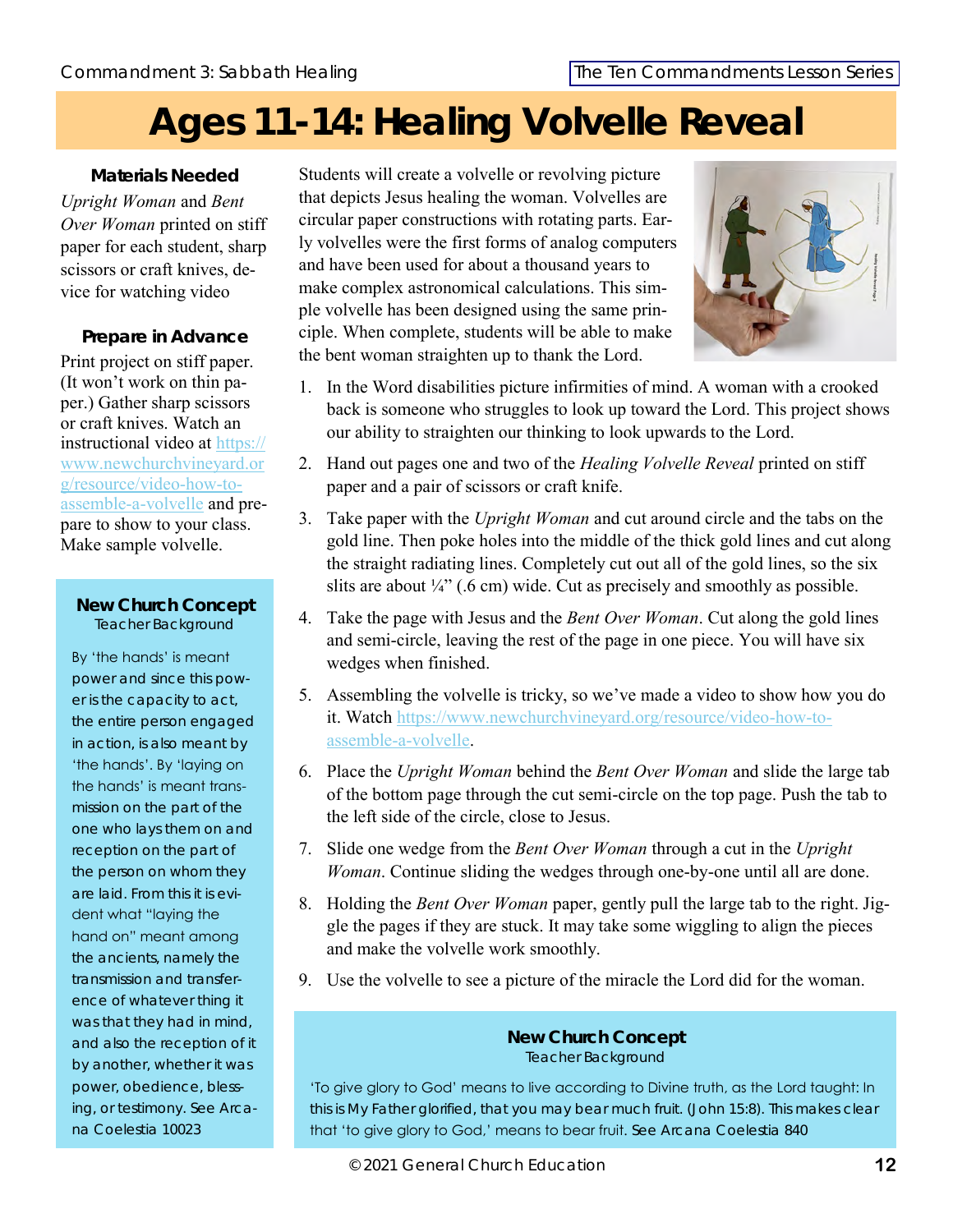# Ages 11-14: Healing Volvelle Reveal

### Materials Needed

*Upright Woman* and *Bent Over Woman* printed on stiff paper for each student, sharp scissors or craft knives, device for watching video

### Prepare in Advance

Print project on stiff paper. (It won't work on thin paper.) Gather sharp scissors or craft knives. Watch an instructional video at https://www.newchurchvineyard.org/resource/video-how-to-assemble-a-volvelle and prepare to show to your class. Make sample volvelle.

### New Church Concept
Teacher Background

By 'the hands' is meant power and since this power is the capacity to act, the entire person engaged in action, is also meant by 'the hands'. By 'laying on the hands' is meant transmission on the part of the one who lays them on and reception on the part of the person on whom they are laid. From this it is evident what "laying the hand on" meant among the ancients, namely the transmission and transference of whatever thing it was that they had in mind, and also the reception of it by another, whether it was power, obedience, blessing, or testimony. See Arcana Coelestia 10023

Students will create a volvelle or revolving picture that depicts Jesus healing the woman. Volvelles are circular paper constructions with rotating parts. Early volvelles were the first forms of analog computers and have been used for about a thousand years to make complex astronomical calculations. This simple volvelle has been designed using the same principle. When complete, students will be able to make the bent woman straighten up to thank the Lord.

1. In the Word disabilities picture infirmities of mind. A woman with a crooked back is someone who struggles to look up toward the Lord. This project shows our ability to straighten our thinking to look upwards to the Lord.
2. Hand out pages one and two of the *Healing Volvelle Reveal* printed on stiff paper and a pair of scissors or craft knife.
3. Take paper with the *Upright Woman* and cut around circle and the tabs on the gold line. Then poke holes into the middle of the thick gold lines and cut along the straight radiating lines. Completely cut out all of the gold lines, so the six slits are about ¼" (.6 cm) wide. Cut as precisely and smoothly as possible.
4. Take the page with Jesus and the *Bent Over Woman*. Cut along the gold lines and semi-circle, leaving the rest of the page in one piece. You will have six wedges when finished.
5. Assembling the volvelle is tricky, so we've made a video to show how you do it. Watch https://www.newchurchvineyard.org/resource/video-how-to-assemble-a-volvelle.
6. Place the *Upright Woman* behind the *Bent Over Woman* and slide the large tab of the bottom page through the cut semi-circle on the top page. Push the tab to the left side of the circle, close to Jesus.
7. Slide one wedge from the *Bent Over Woman* through a cut in the *Upright Woman*. Continue sliding the wedges through one-by-one until all are done.
8. Holding the *Bent Over Woman* paper, gently pull the large tab to the right. Jiggle the pages if they are stuck. It may take some wiggling to align the pieces and make the volvelle work smoothly.
9. Use the volvelle to see a picture of the miracle the Lord did for the woman.

### New Church Concept
Teacher Background

'To give glory to God' means to live according to Divine truth, as the Lord taught: In this is My Father glorified, that you may bear much fruit. (John 15:8). This makes clear that 'to give glory to God,' means to bear fruit. See Arcana Coelestia 840

© 2021 General Church Education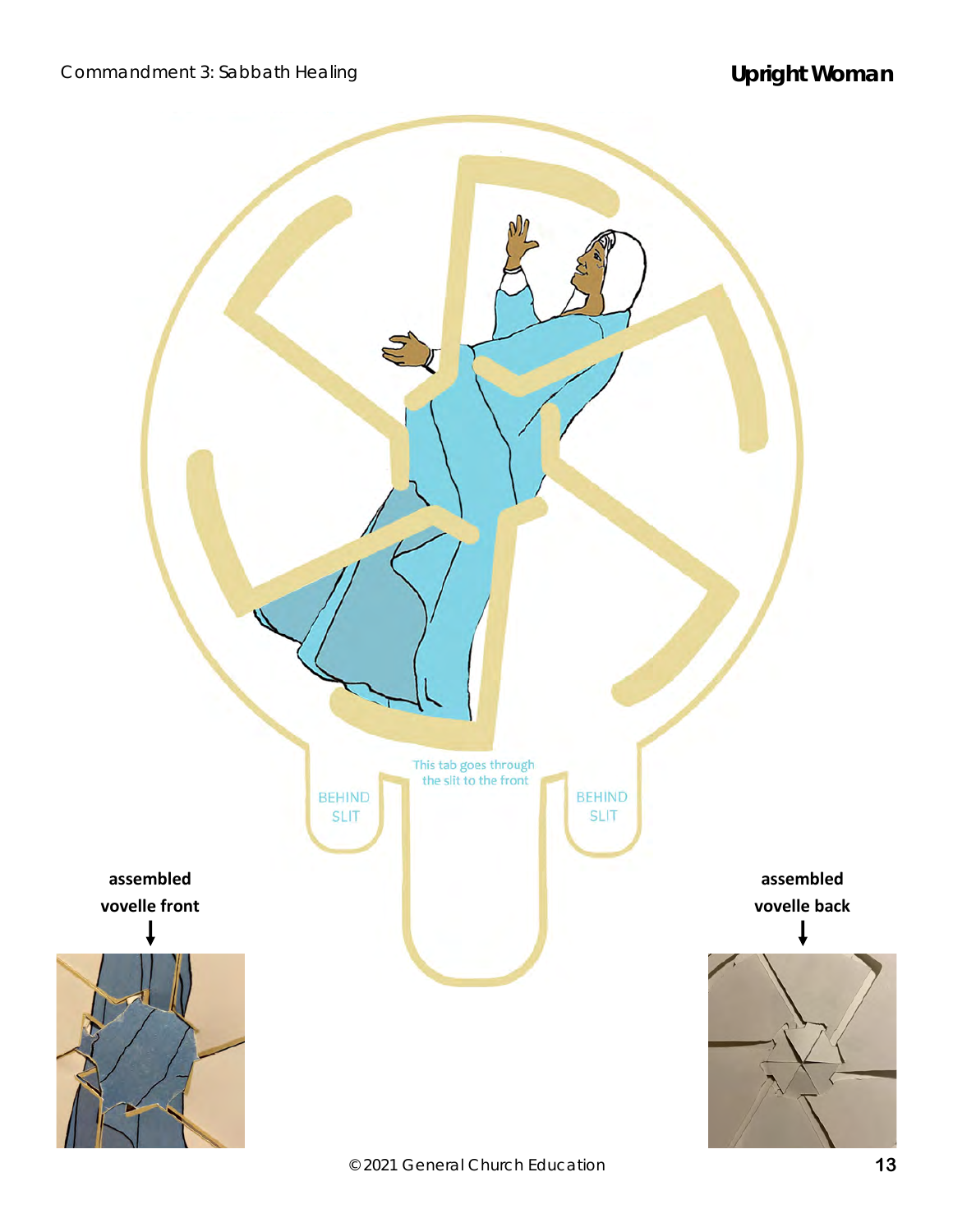# Upright Woman

This tab goes through the slit to the front

BEHIND SLIT

BEHIND SLIT

**assembled vovelle front**

**assembled vovelle back**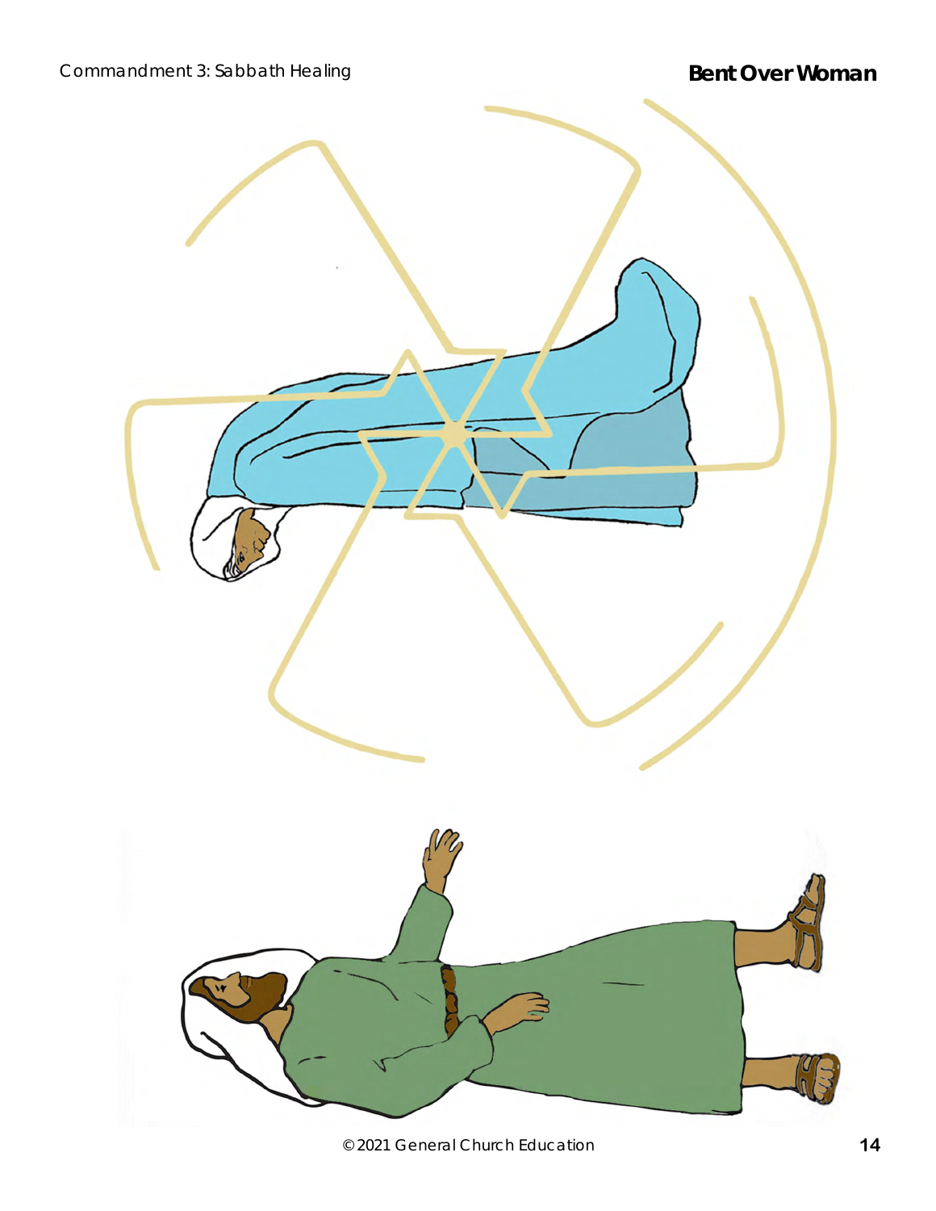Commandment 3: Sabbath Healing

**Bent Over Woman**

© 2021 General Church Education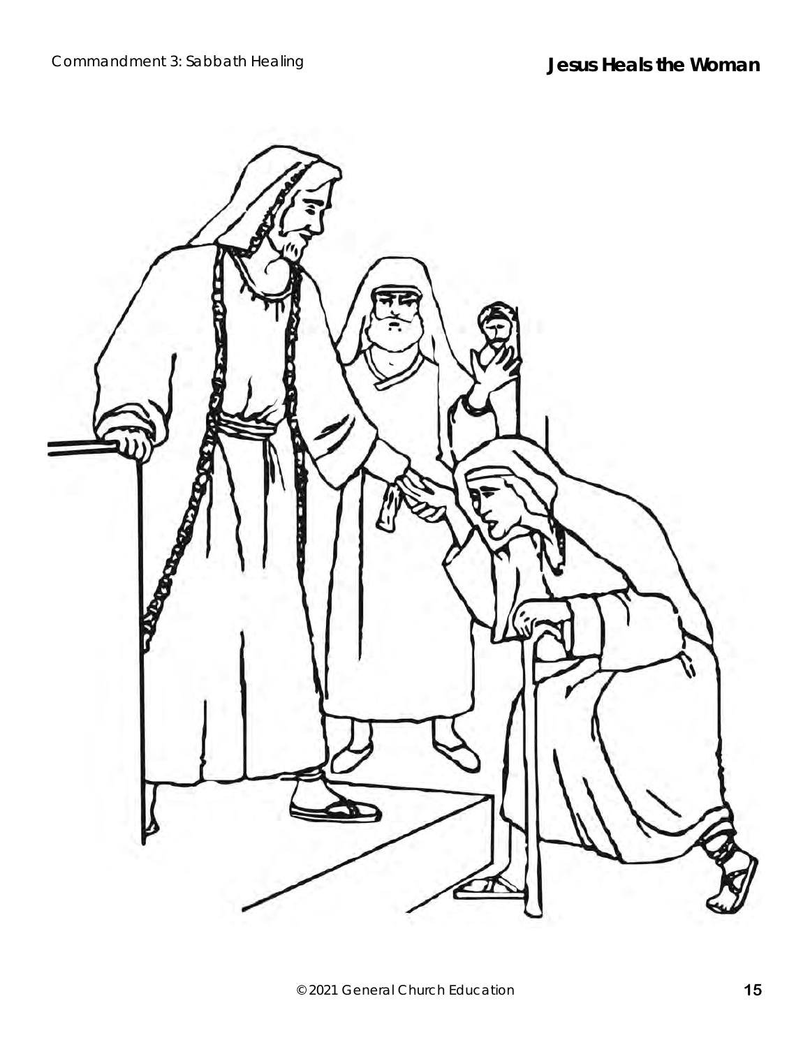# Jesus Heals the Woman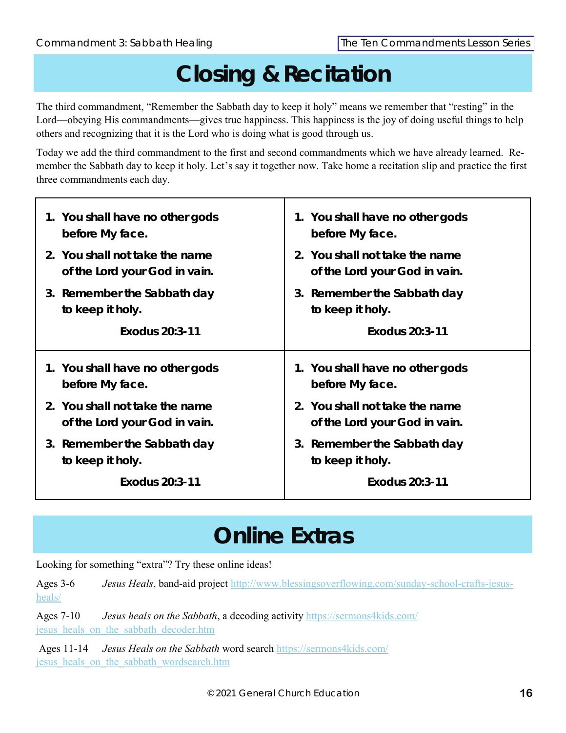# Closing & Recitation

The third commandment, "Remember the Sabbath day to keep it holy" means we remember that "resting" in the Lord—obeying His commandments—gives true happiness. This happiness is the joy of doing useful things to help others and recognizing that it is the Lord who is doing what is good through us.

Today we add the third commandment to the first and second commandments which we have already learned. Remember the Sabbath day to keep it holy. Let's say it together now. Take home a recitation slip and practice the first three commandments each day.

| | |
|---|---|
| **1. You shall have no other gods before My face.**<br>**2. You shall not take the name of the Lord your God in vain.**<br>**3. Remember the Sabbath day to keep it holy.**<br>**Exodus 20:3-11** | **1. You shall have no other gods before My face.**<br>**2. You shall not take the name of the Lord your God in vain.**<br>**3. Remember the Sabbath day to keep it holy.**<br>**Exodus 20:3-11** |
| **1. You shall have no other gods before My face.**<br>**2. You shall not take the name of the Lord your God in vain.**<br>**3. Remember the Sabbath day to keep it holy.**<br>**Exodus 20:3-11** | **1. You shall have no other gods before My face.**<br>**2. You shall not take the name of the Lord your God in vain.**<br>**3. Remember the Sabbath day to keep it holy.**<br>**Exodus 20:3-11** |

# Online Extras

Looking for something "extra"? Try these online ideas!

Ages 3-6 *Jesus Heals*, band-aid project http://www.blessingsoverflowing.com/sunday-school-crafts-jesus-heals/

Ages 7-10 *Jesus heals on the Sabbath*, a decoding activity https://sermons4kids.com/jesus_heals_on_the_sabbath_decoder.htm

Ages 11-14 *Jesus Heals on the Sabbath* word search https://sermons4kids.com/jesus_heals_on_the_sabbath_wordsearch.htm

© 2021 General Church Education